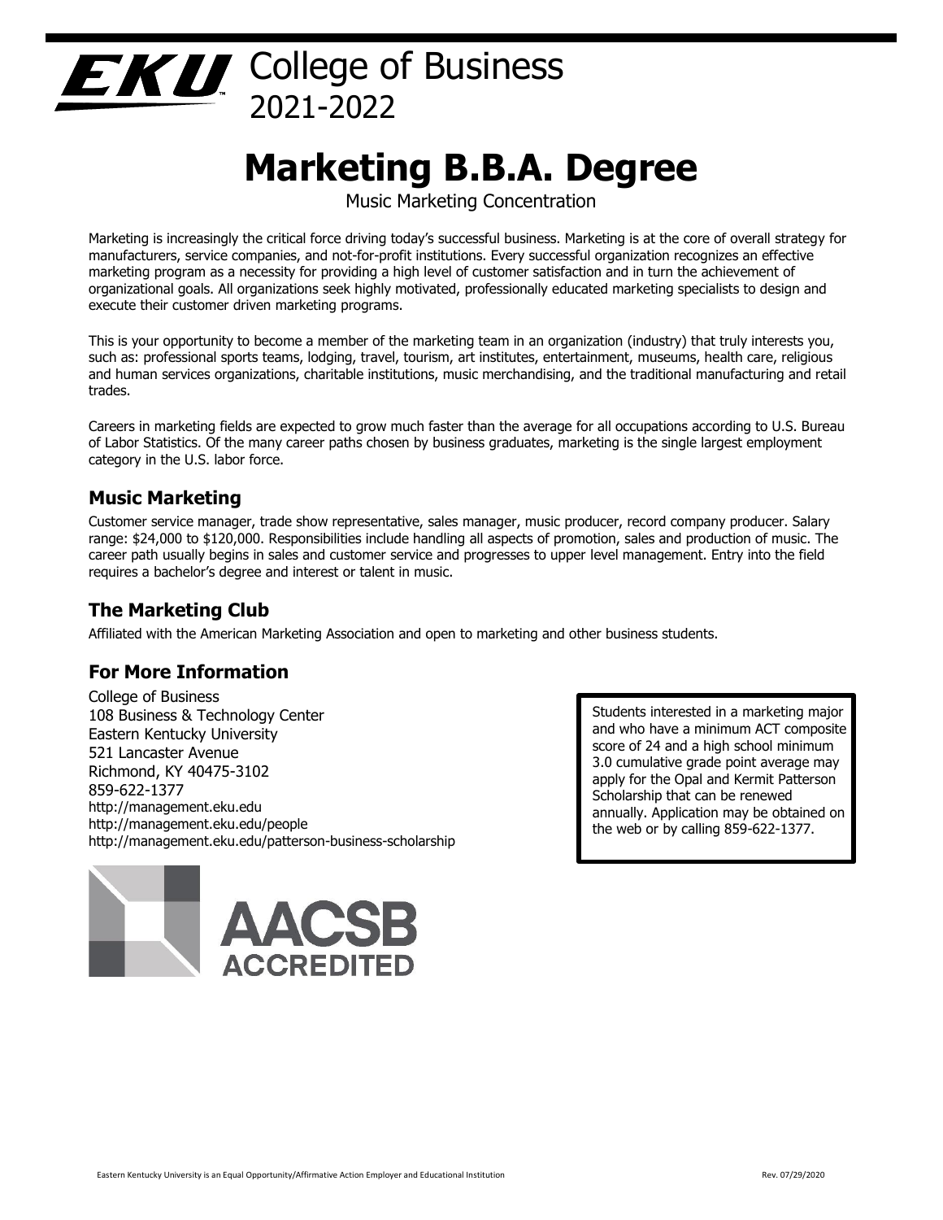# College of Business 2021-2022

# Marketing B.B.A. Degree

Music Marketing Concentration

Marketing is increasingly the critical force driving today's successful business. Marketing is at the core of overall strategy for manufacturers, service companies, and not-for-profit institutions. Every successful organization recognizes an effective marketing program as a necessity for providing a high level of customer satisfaction and in turn the achievement of organizational goals. All organizations seek highly motivated, professionally educated marketing specialists to design and execute their customer driven marketing programs.

This is your opportunity to become a member of the marketing team in an organization (industry) that truly interests you, such as: professional sports teams, lodging, travel, tourism, art institutes, entertainment, museums, health care, religious and human services organizations, charitable institutions, music merchandising, and the traditional manufacturing and retail trades.

Careers in marketing fields are expected to grow much faster than the average for all occupations according to U.S. Bureau of Labor Statistics. Of the many career paths chosen by business graduates, marketing is the single largest employment category in the U.S. labor force.

## Music Marketing

Customer service manager, trade show representative, sales manager, music producer, record company producer. Salary range: $24,000 to $120,000. Responsibilities include handling all aspects of promotion, sales and production of music. The career path usually begins in sales and customer service and progresses to upper level management. Entry into the field requires a bachelor's degree and interest or talent in music.

## The Marketing Club

Affiliated with the American Marketing Association and open to marketing and other business students.

## For More Information

College of Business
108 Business & Technology Center
Eastern Kentucky University
521 Lancaster Avenue
Richmond, KY 40475-3102
859-622-1377
http://management.eku.edu
http://management.eku.edu/people
http://management.eku.edu/patterson-business-scholarship

Students interested in a marketing major and who have a minimum ACT composite score of 24 and a high school minimum 3.0 cumulative grade point average may apply for the Opal and Kermit Patterson Scholarship that can be renewed annually. Application may be obtained on the web or by calling 859-622-1377.

AACSB ACCREDITED

Eastern Kentucky University is an Equal Opportunity/Affirmative Action Employer and Educational Institution

Rev. 07/29/2020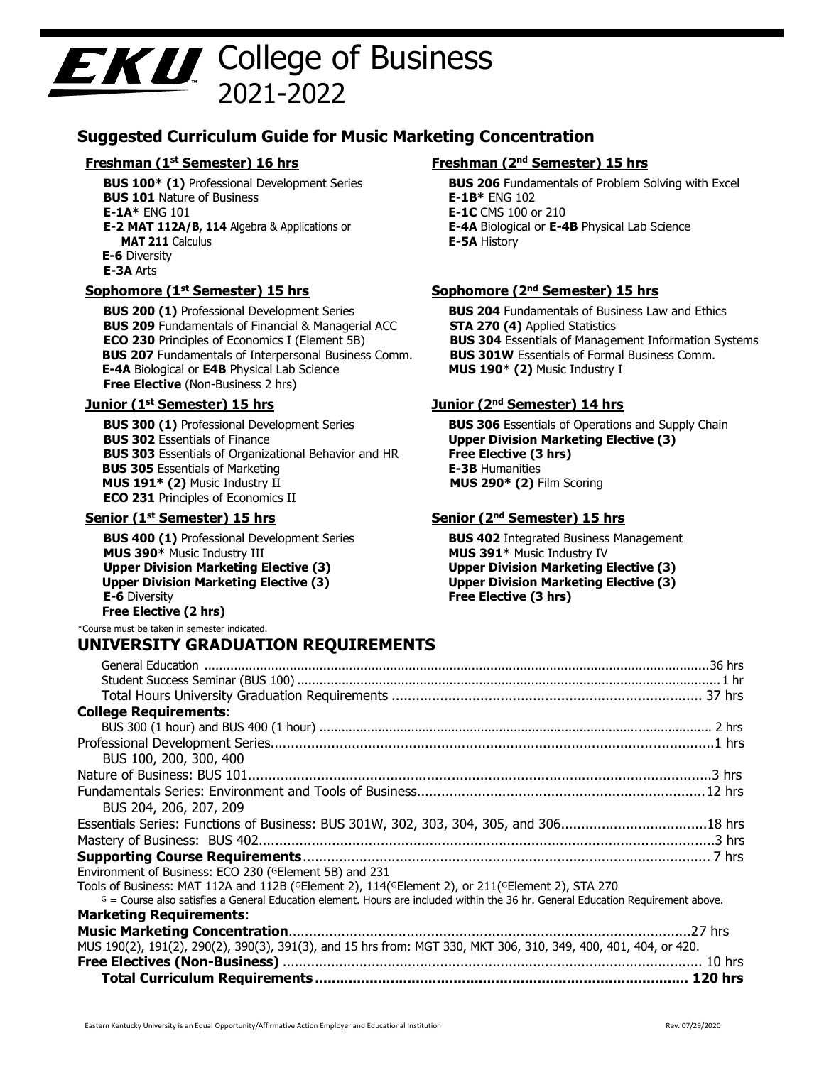# EKU College of Business 2021-2022

## Suggested Curriculum Guide for Music Marketing Concentration

### Freshman (1st Semester) 16 hrs

**BUS 100* (1)** Professional Development Series
**BUS 101** Nature of Business
**E-1A*** ENG 101
**E-2 MAT 112A/B, 114** Algebra & Applications or
**MAT 211** Calculus
**E-6** Diversity
**E-3A** Arts

### Freshman (2nd Semester) 15 hrs

**BUS 206** Fundamentals of Problem Solving with Excel
**E-1B*** ENG 102
**E-1C** CMS 100 or 210
**E-4A** Biological or **E-4B** Physical Lab Science
**E-5A** History

### Sophomore (1st Semester) 15 hrs

**BUS 200 (1)** Professional Development Series
**BUS 209** Fundamentals of Financial & Managerial ACC
**ECO 230** Principles of Economics I (Element 5B)
**BUS 207** Fundamentals of Interpersonal Business Comm.
**E-4A** Biological or **E4B** Physical Lab Science
**Free Elective** (Non-Business 2 hrs)

### Sophomore (2nd Semester) 15 hrs

**BUS 204** Fundamentals of Business Law and Ethics
**STA 270 (4)** Applied Statistics
**BUS 304** Essentials of Management Information Systems
**BUS 301W** Essentials of Formal Business Comm.
**MUS 190* (2)** Music Industry I

### Junior (1st Semester) 15 hrs

**BUS 300 (1)** Professional Development Series
**BUS 302** Essentials of Finance
**BUS 303** Essentials of Organizational Behavior and HR
**BUS 305** Essentials of Marketing
**MUS 191* (2)** Music Industry II
**ECO 231** Principles of Economics II

### Junior (2nd Semester) 14 hrs

**BUS 306** Essentials of Operations and Supply Chain
**Upper Division Marketing Elective (3)**
**Free Elective (3 hrs)**
**E-3B** Humanities
**MUS 290* (2)** Film Scoring

### Senior (1st Semester) 15 hrs

**BUS 400 (1)** Professional Development Series
**MUS 390*** Music Industry III
**Upper Division Marketing Elective (3)**
**Upper Division Marketing Elective (3)**
**E-6** Diversity
**Free Elective (2 hrs)**

### Senior (2nd Semester) 15 hrs

**BUS 402** Integrated Business Management
**MUS 391*** Music Industry IV
**Upper Division Marketing Elective (3)**
**Upper Division Marketing Elective (3)**
**Free Elective (3 hrs)**

*Course must be taken in semester indicated.

## UNIVERSITY GRADUATION REQUIREMENTS

General Education .......... 36 hrs
Student Success Seminar (BUS 100) .......... 1 hr
Total Hours University Graduation Requirements .......... 37 hrs

**College Requirements**:
BUS 300 (1 hour) and BUS 400 (1 hour) .......... 2 hrs
Professional Development Series .......... 1 hrs
BUS 100, 200, 300, 400
Nature of Business: BUS 101 .......... 3 hrs
Fundamentals Series: Environment and Tools of Business .......... 12 hrs
BUS 204, 206, 207, 209
Essentials Series: Functions of Business: BUS 301W, 302, 303, 304, 305, and 306 .......... 18 hrs
Mastery of Business: BUS 402 .......... 3 hrs
**Supporting Course Requirements** .......... 7 hrs
Environment of Business: ECO 230 (GElement 5B) and 231
Tools of Business: MAT 112A and 112B (GElement 2), 114(GElement 2), or 211(GElement 2), STA 270
G = Course also satisfies a General Education element. Hours are included within the 36 hr. General Education Requirement above.

**Marketing Requirements**:
**Music Marketing Concentration** .......... 27 hrs
MUS 190(2), 191(2), 290(2), 390(3), 391(3), and 15 hrs from: MGT 330, MKT 306, 310, 349, 400, 401, 404, or 420.
**Free Electives (Non-Business)** .......... 10 hrs
**Total Curriculum Requirements .......... 120 hrs**

Eastern Kentucky University is an Equal Opportunity/Affirmative Action Employer and Educational Institution

Rev. 07/29/2020